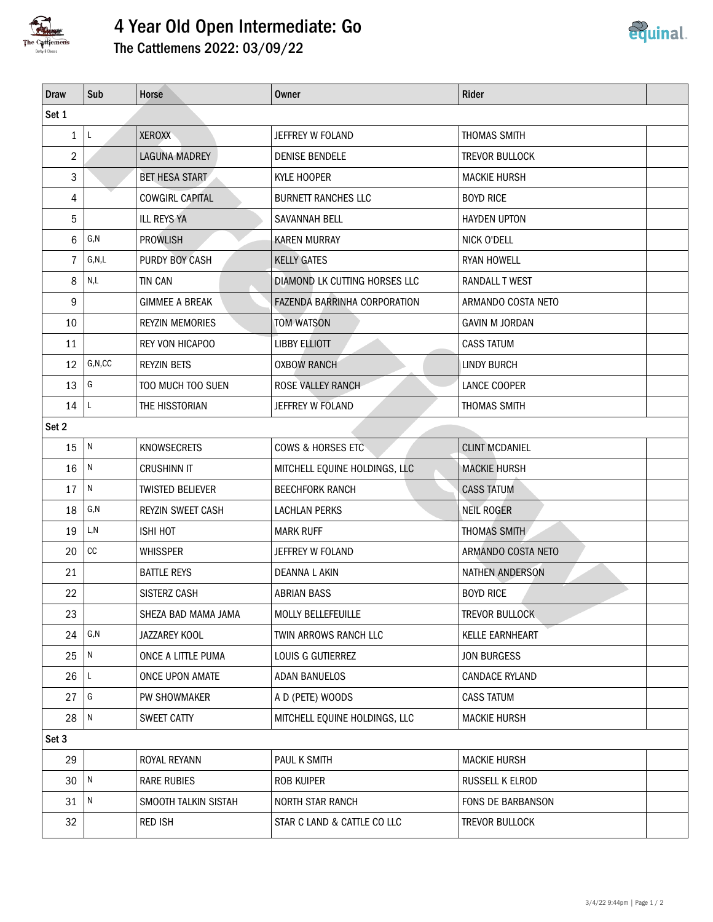# 4 Year Old Open Intermediate: Go

## The Cattlemens 2022: 03/09/22

| Draw | Sub | Horse | Owner | Rider | |
|---|---|---|---|---|---|
| Set 1 | | | | | |
| 1 | L | XEROXX | JEFFREY W FOLAND | THOMAS SMITH | |
| 2 | | LAGUNA MADREY | DENISE BENDELE | TREVOR BULLOCK | |
| 3 | | BET HESA START | KYLE HOOPER | MACKIE HURSH | |
| 4 | | COWGIRL CAPITAL | BURNETT RANCHES LLC | BOYD RICE | |
| 5 | | ILL REYS YA | SAVANNAH BELL | HAYDEN UPTON | |
| 6 | G,N | PROWLISH | KAREN MURRAY | NICK O'DELL | |
| 7 | G,N,L | PURDY BOY CASH | KELLY GATES | RYAN HOWELL | |
| 8 | N,L | TIN CAN | DIAMOND LK CUTTING HORSES LLC | RANDALL T WEST | |
| 9 | | GIMMEE A BREAK | FAZENDA BARRINHA CORPORATION | ARMANDO COSTA NETO | |
| 10 | | REYZIN MEMORIES | TOM WATSON | GAVIN M JORDAN | |
| 11 | | REY VON HICAPOO | LIBBY ELLIOTT | CASS TATUM | |
| 12 | G,N,CC | REYZIN BETS | OXBOW RANCH | LINDY BURCH | |
| 13 | G | TOO MUCH TOO SUEN | ROSE VALLEY RANCH | LANCE COOPER | |
| 14 | L | THE HISSTORIAN | JEFFREY W FOLAND | THOMAS SMITH | |
| Set 2 | | | | | |
| 15 | N | KNOWSECRETS | COWS & HORSES ETC | CLINT MCDANIEL | |
| 16 | N | CRUSHINN IT | MITCHELL EQUINE HOLDINGS, LLC | MACKIE HURSH | |
| 17 | N | TWISTED BELIEVER | BEECHFORK RANCH | CASS TATUM | |
| 18 | G,N | REYZIN SWEET CASH | LACHLAN PERKS | NEIL ROGER | |
| 19 | L,N | ISHI HOT | MARK RUFF | THOMAS SMITH | |
| 20 | CC | WHISSPER | JEFFREY W FOLAND | ARMANDO COSTA NETO | |
| 21 | | BATTLE REYS | DEANNA L AKIN | NATHEN ANDERSON | |
| 22 | | SISTERZ CASH | ABRIAN BASS | BOYD RICE | |
| 23 | | SHEZA BAD MAMA JAMA | MOLLY BELLEFEUILLE | TREVOR BULLOCK | |
| 24 | G,N | JAZZAREY KOOL | TWIN ARROWS RANCH LLC | KELLE EARNHEART | |
| 25 | N | ONCE A LITTLE PUMA | LOUIS G GUTIERREZ | JON BURGESS | |
| 26 | L | ONCE UPON AMATE | ADAN BANUELOS | CANDACE RYLAND | |
| 27 | G | PW SHOWMAKER | A D (PETE) WOODS | CASS TATUM | |
| 28 | N | SWEET CATTY | MITCHELL EQUINE HOLDINGS, LLC | MACKIE HURSH | |
| Set 3 | | | | | |
| 29 | | ROYAL REYANN | PAUL K SMITH | MACKIE HURSH | |
| 30 | N | RARE RUBIES | ROB KUIPER | RUSSELL K ELROD | |
| 31 | N | SMOOTH TALKIN SISTAH | NORTH STAR RANCH | FONS DE BARBANSON | |
| 32 | | RED ISH | STAR C LAND & CATTLE CO LLC | TREVOR BULLOCK | |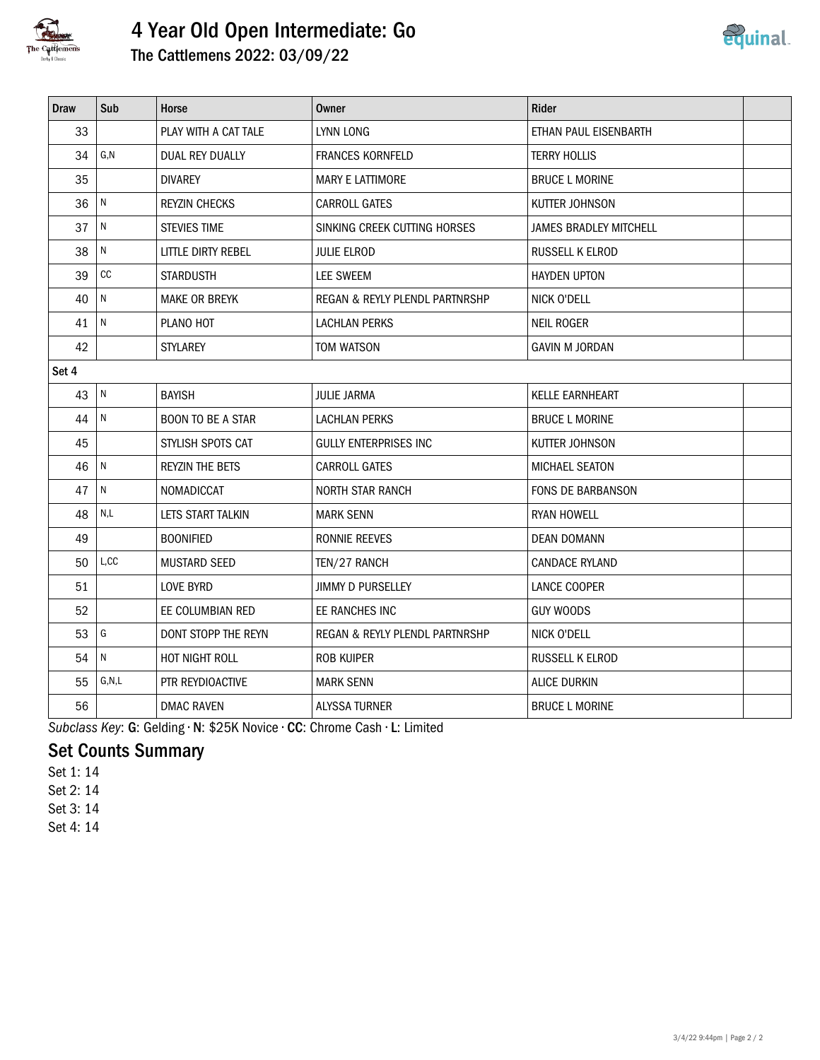# 4 Year Old Open Intermediate: Go

## The Cattlemens 2022: 03/09/22

| Draw | Sub | Horse | Owner | Rider | |
|---|---|---|---|---|---|
| 33 | | PLAY WITH A CAT TALE | LYNN LONG | ETHAN PAUL EISENBARTH | |
| 34 | G,N | DUAL REY DUALLY | FRANCES KORNFELD | TERRY HOLLIS | |
| 35 | | DIVAREY | MARY E LATTIMORE | BRUCE L MORINE | |
| 36 | N | REYZIN CHECKS | CARROLL GATES | KUTTER JOHNSON | |
| 37 | N | STEVIES TIME | SINKING CREEK CUTTING HORSES | JAMES BRADLEY MITCHELL | |
| 38 | N | LITTLE DIRTY REBEL | JULIE ELROD | RUSSELL K ELROD | |
| 39 | CC | STARDUSTH | LEE SWEEM | HAYDEN UPTON | |
| 40 | N | MAKE OR BREYK | REGAN & REYLY PLENDL PARTNRSHP | NICK O'DELL | |
| 41 | N | PLANO HOT | LACHLAN PERKS | NEIL ROGER | |
| 42 | | STYLAREY | TOM WATSON | GAVIN M JORDAN | |
| Set 4 | | | | | |
| 43 | N | BAYISH | JULIE JARMA | KELLE EARNHEART | |
| 44 | N | BOON TO BE A STAR | LACHLAN PERKS | BRUCE L MORINE | |
| 45 | | STYLISH SPOTS CAT | GULLY ENTERPRISES INC | KUTTER JOHNSON | |
| 46 | N | REYZIN THE BETS | CARROLL GATES | MICHAEL SEATON | |
| 47 | N | NOMADICCAT | NORTH STAR RANCH | FONS DE BARBANSON | |
| 48 | N,L | LETS START TALKIN | MARK SENN | RYAN HOWELL | |
| 49 | | BOONIFIED | RONNIE REEVES | DEAN DOMANN | |
| 50 | L,CC | MUSTARD SEED | TEN/27 RANCH | CANDACE RYLAND | |
| 51 | | LOVE BYRD | JIMMY D PURSELLEY | LANCE COOPER | |
| 52 | | EE COLUMBIAN RED | EE RANCHES INC | GUY WOODS | |
| 53 | G | DONT STOPP THE REYN | REGAN & REYLY PLENDL PARTNRSHP | NICK O'DELL | |
| 54 | N | HOT NIGHT ROLL | ROB KUIPER | RUSSELL K ELROD | |
| 55 | G,N,L | PTR REYDIOACTIVE | MARK SENN | ALICE DURKIN | |
| 56 | | DMAC RAVEN | ALYSSA TURNER | BRUCE L MORINE | |

*Subclass Key*: **G**: Gelding · **N**: $25K Novice · **CC**: Chrome Cash · **L**: Limited

## Set Counts Summary

Set 1: 14
Set 2: 14
Set 3: 14
Set 4: 14